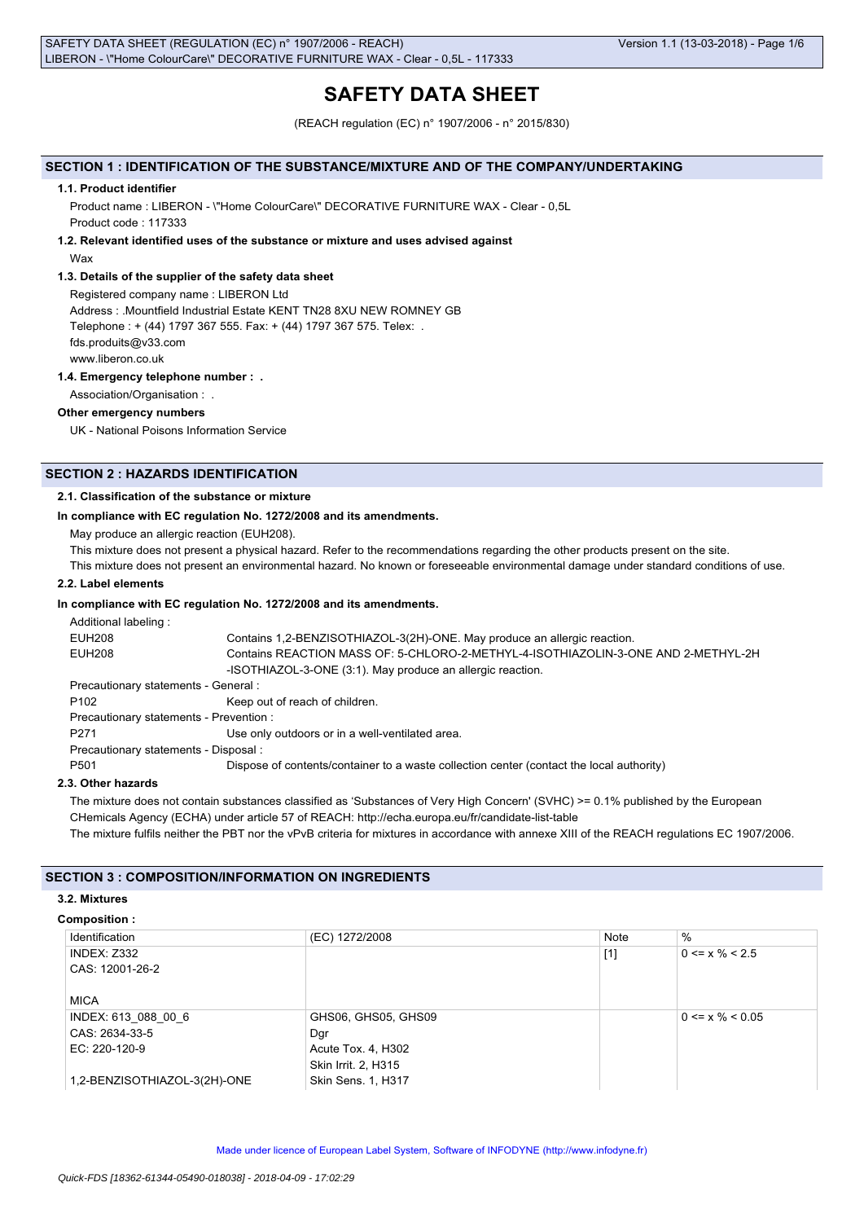# SAFETY DATA SHEET

(REACH regulation (EC) n° 1907/2006 - n° 2015/830)

## SECTION 1 : IDENTIFICATION OF THE SUBSTANCE/MIXTURE AND OF THE COMPANY/UNDERTAKING

### 1.1. Product identifier

Product name : LIBERON - \"Home ColourCare\" DECORATIVE FURNITURE WAX - Clear - 0,5L

Product code : 117333

### 1.2. Relevant identified uses of the substance or mixture and uses advised against

Wax

### 1.3. Details of the supplier of the safety data sheet

Registered company name : LIBERON Ltd

Address : .Mountfield Industrial Estate KENT TN28 8XU NEW ROMNEY GB

Telephone : + (44) 1797 367 555. Fax: + (44) 1797 367 575. Telex: .

fds.produits@v33.com

www.liberon.co.uk

### 1.4. Emergency telephone number : .

Association/Organisation : .

**Other emergency numbers**

UK - National Poisons Information Service

## SECTION 2 : HAZARDS IDENTIFICATION

### 2.1. Classification of the substance or mixture

**In compliance with EC regulation No. 1272/2008 and its amendments.**

May produce an allergic reaction (EUH208).

This mixture does not present a physical hazard. Refer to the recommendations regarding the other products present on the site.

This mixture does not present an environmental hazard. No known or foreseeable environmental damage under standard conditions of use.

### 2.2. Label elements

**In compliance with EC regulation No. 1272/2008 and its amendments.**

Additional labeling :

EUH208 Contains 1,2-BENZISOTHIAZOL-3(2H)-ONE. May produce an allergic reaction.

EUH208 Contains REACTION MASS OF: 5-CHLORO-2-METHYL-4-ISOTHIAZOLIN-3-ONE AND 2-METHYL-2H -ISOTHIAZOL-3-ONE (3:1). May produce an allergic reaction.

Precautionary statements - General :

P102 Keep out of reach of children.

Precautionary statements - Prevention :

P271 Use only outdoors or in a well-ventilated area.

Precautionary statements - Disposal :

P501 Dispose of contents/container to a waste collection center (contact the local authority)

### 2.3. Other hazards

The mixture does not contain substances classified as 'Substances of Very High Concern' (SVHC) >= 0.1% published by the European CHemicals Agency (ECHA) under article 57 of REACH: http://echa.europa.eu/fr/candidate-list-table

The mixture fulfils neither the PBT nor the vPvB criteria for mixtures in accordance with annexe XIII of the REACH regulations EC 1907/2006.

## SECTION 3 : COMPOSITION/INFORMATION ON INGREDIENTS

### 3.2. Mixtures

**Composition :**

| Identification | (EC) 1272/2008 | Note | % |
|---|---|---|---|
| INDEX: Z332<br>CAS: 12001-26-2<br><br>MICA | | [1] | 0 <= x % < 2.5 |
| INDEX: 613_088_00_6<br>CAS: 2634-33-5<br>EC: 220-120-9<br><br>1,2-BENZISOTHIAZOL-3(2H)-ONE | GHS06, GHS05, GHS09<br>Dgr<br>Acute Tox. 4, H302<br>Skin Irrit. 2, H315<br>Skin Sens. 1, H317 | | 0 <= x % < 0.05 |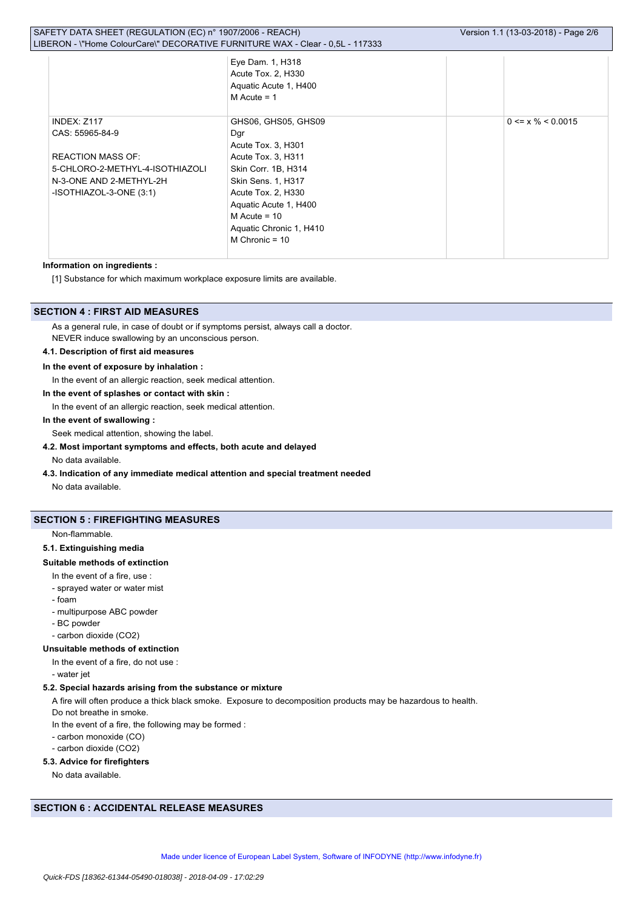| | | | |
|---|---|---|---|
| | Eye Dam. 1, H318<br>Acute Tox. 2, H330<br>Aquatic Acute 1, H400<br>M Acute = 1 | | |
| INDEX: Z117<br>CAS: 55965-84-9<br><br>REACTION MASS OF:<br>5-CHLORO-2-METHYL-4-ISOTHIAZOLI N-3-ONE AND 2-METHYL-2H -ISOTHIAZOL-3-ONE (3:1) | GHS06, GHS05, GHS09<br>Dgr<br>Acute Tox. 3, H301<br>Acute Tox. 3, H311<br>Skin Corr. 1B, H314<br>Skin Sens. 1, H317<br>Acute Tox. 2, H330<br>Aquatic Acute 1, H400<br>M Acute = 10<br>Aquatic Chronic 1, H410<br>M Chronic = 10 | | 0 <= x % < 0.0015 |

**Information on ingredients :**

[1] Substance for which maximum workplace exposure limits are available.

## SECTION 4 : FIRST AID MEASURES

As a general rule, in case of doubt or if symptoms persist, always call a doctor.
NEVER induce swallowing by an unconscious person.

### 4.1. Description of first aid measures

**In the event of exposure by inhalation :**

In the event of an allergic reaction, seek medical attention.

**In the event of splashes or contact with skin :**

In the event of an allergic reaction, seek medical attention.

**In the event of swallowing :**

Seek medical attention, showing the label.

### 4.2. Most important symptoms and effects, both acute and delayed

No data available.

### 4.3. Indication of any immediate medical attention and special treatment needed

No data available.

## SECTION 5 : FIREFIGHTING MEASURES

Non-flammable.

### 5.1. Extinguishing media

**Suitable methods of extinction**

In the event of a fire, use :
- sprayed water or water mist
- foam
- multipurpose ABC powder
- BC powder
- carbon dioxide ($CO_2$)

**Unsuitable methods of extinction**

In the event of a fire, do not use :
- water jet

### 5.2. Special hazards arising from the substance or mixture

A fire will often produce a thick black smoke. Exposure to decomposition products may be hazardous to health.
Do not breathe in smoke.
In the event of a fire, the following may be formed :
- carbon monoxide (CO)
- carbon dioxide ($CO_2$)

### 5.3. Advice for firefighters

No data available.

## SECTION 6 : ACCIDENTAL RELEASE MEASURES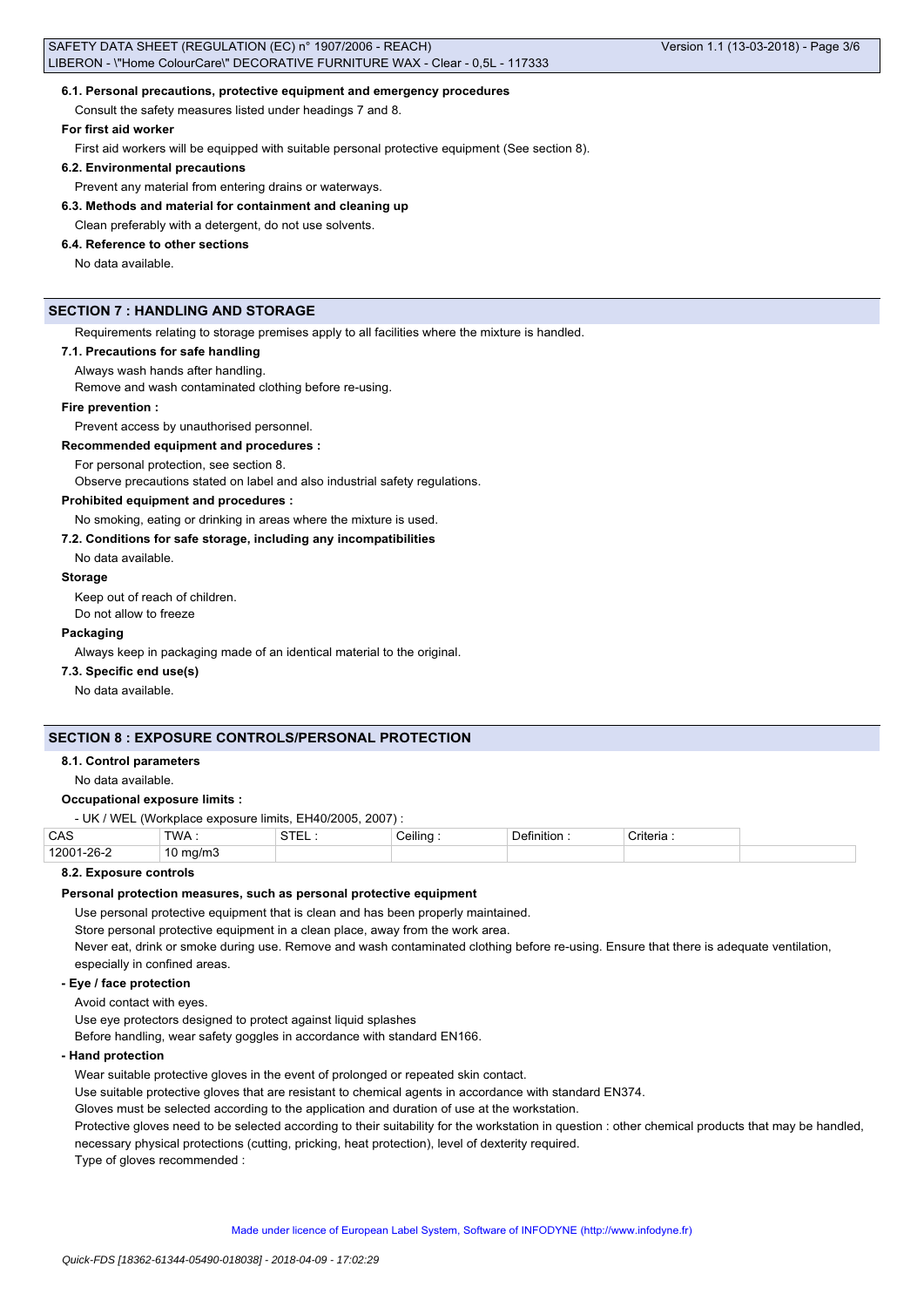#### 6.1. Personal precautions, protective equipment and emergency procedures

Consult the safety measures listed under headings 7 and 8.

**For first aid worker**

First aid workers will be equipped with suitable personal protective equipment (See section 8).

#### 6.2. Environmental precautions

Prevent any material from entering drains or waterways.

#### 6.3. Methods and material for containment and cleaning up

Clean preferably with a detergent, do not use solvents.

#### 6.4. Reference to other sections

No data available.

## SECTION 7 : HANDLING AND STORAGE

Requirements relating to storage premises apply to all facilities where the mixture is handled.

#### 7.1. Precautions for safe handling

Always wash hands after handling.

Remove and wash contaminated clothing before re-using.

**Fire prevention :**

Prevent access by unauthorised personnel.

**Recommended equipment and procedures :**

For personal protection, see section 8.

Observe precautions stated on label and also industrial safety regulations.

**Prohibited equipment and procedures :**

No smoking, eating or drinking in areas where the mixture is used.

#### 7.2. Conditions for safe storage, including any incompatibilities

No data available.

**Storage**

Keep out of reach of children.

Do not allow to freeze

**Packaging**

Always keep in packaging made of an identical material to the original.

#### 7.3. Specific end use(s)

No data available.

## SECTION 8 : EXPOSURE CONTROLS/PERSONAL PROTECTION

#### 8.1. Control parameters

No data available.

**Occupational exposure limits :**

- UK / WEL (Workplace exposure limits, EH40/2005, 2007) :

| CAS | TWA : | STEL : | Ceiling : | Definition : | Criteria : | |
|---|---|---|---|---|---|---|
| 12001-26-2 | 10 mg/m3 | | | | | |

#### 8.2. Exposure controls

**Personal protection measures, such as personal protective equipment**

Use personal protective equipment that is clean and has been properly maintained.

Store personal protective equipment in a clean place, away from the work area.

Never eat, drink or smoke during use. Remove and wash contaminated clothing before re-using. Ensure that there is adequate ventilation, especially in confined areas.

**- Eye / face protection**

Avoid contact with eyes.

Use eye protectors designed to protect against liquid splashes

Before handling, wear safety goggles in accordance with standard EN166.

**- Hand protection**

Wear suitable protective gloves in the event of prolonged or repeated skin contact.

Use suitable protective gloves that are resistant to chemical agents in accordance with standard EN374.

Gloves must be selected according to the application and duration of use at the workstation.

Protective gloves need to be selected according to their suitability for the workstation in question : other chemical products that may be handled, necessary physical protections (cutting, pricking, heat protection), level of dexterity required.

Type of gloves recommended :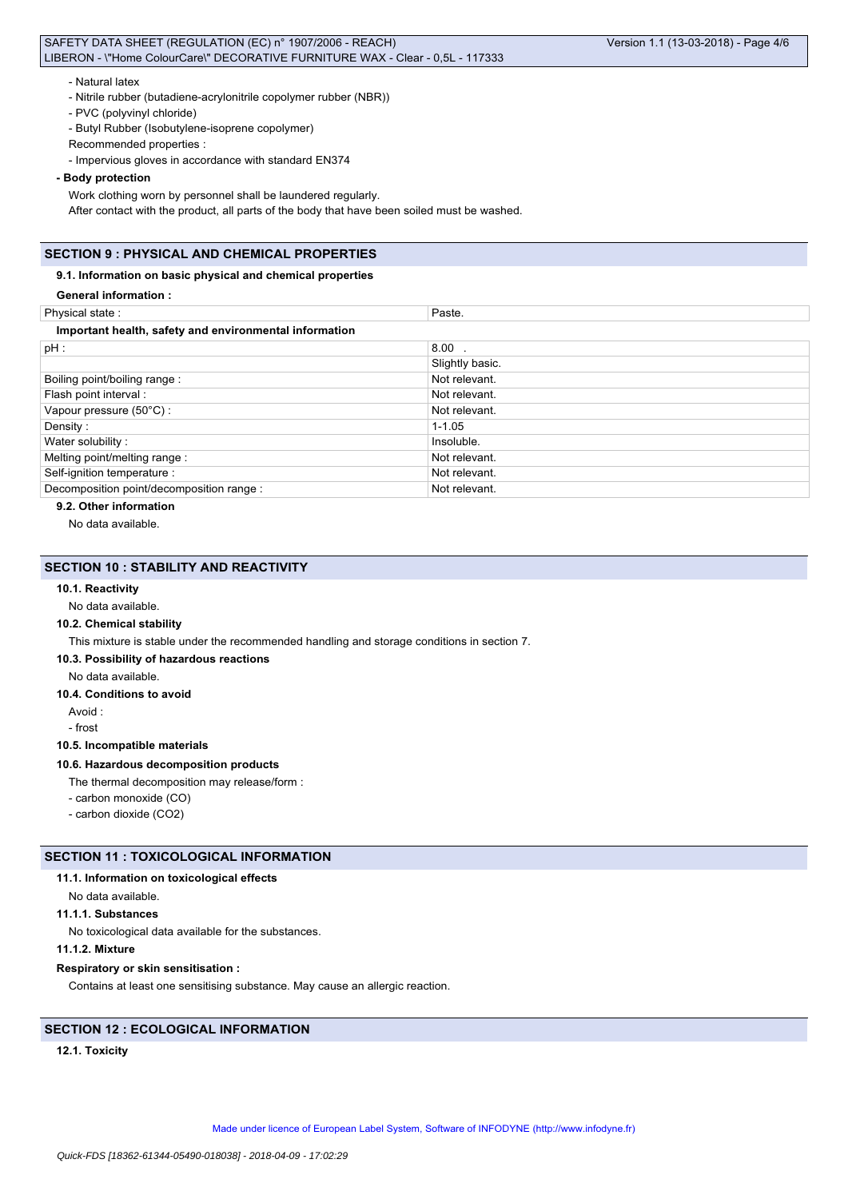- Natural latex
- Nitrile rubber (butadiene-acrylonitrile copolymer rubber (NBR))
- PVC (polyvinyl chloride)
- Butyl Rubber (Isobutylene-isoprene copolymer)

Recommended properties :

- Impervious gloves in accordance with standard EN374

**- Body protection**

Work clothing worn by personnel shall be laundered regularly.

After contact with the product, all parts of the body that have been soiled must be washed.

## SECTION 9 : PHYSICAL AND CHEMICAL PROPERTIES

### 9.1. Information on basic physical and chemical properties

**General information :**

| Physical state : | Paste. |
|---|---|
| **Important health, safety and environmental information** | |
| pH : | 8.00 . |
| | Slightly basic. |
| Boiling point/boiling range : | Not relevant. |
| Flash point interval : | Not relevant. |
| Vapour pressure (50°C) : | Not relevant. |
| Density : | 1-1.05 |
| Water solubility : | Insoluble. |
| Melting point/melting range : | Not relevant. |
| Self-ignition temperature : | Not relevant. |
| Decomposition point/decomposition range : | Not relevant. |

### 9.2. Other information

No data available.

## SECTION 10 : STABILITY AND REACTIVITY

### 10.1. Reactivity

No data available.

### 10.2. Chemical stability

This mixture is stable under the recommended handling and storage conditions in section 7.

### 10.3. Possibility of hazardous reactions

No data available.

### 10.4. Conditions to avoid

Avoid :

- frost

### 10.5. Incompatible materials

### 10.6. Hazardous decomposition products

The thermal decomposition may release/form :

- carbon monoxide (CO)
- carbon dioxide ($CO_2$)

## SECTION 11 : TOXICOLOGICAL INFORMATION

### 11.1. Information on toxicological effects

No data available.

#### 11.1.1. Substances

No toxicological data available for the substances.

#### 11.1.2. Mixture

**Respiratory or skin sensitisation :**

Contains at least one sensitising substance. May cause an allergic reaction.

## SECTION 12 : ECOLOGICAL INFORMATION

### 12.1. Toxicity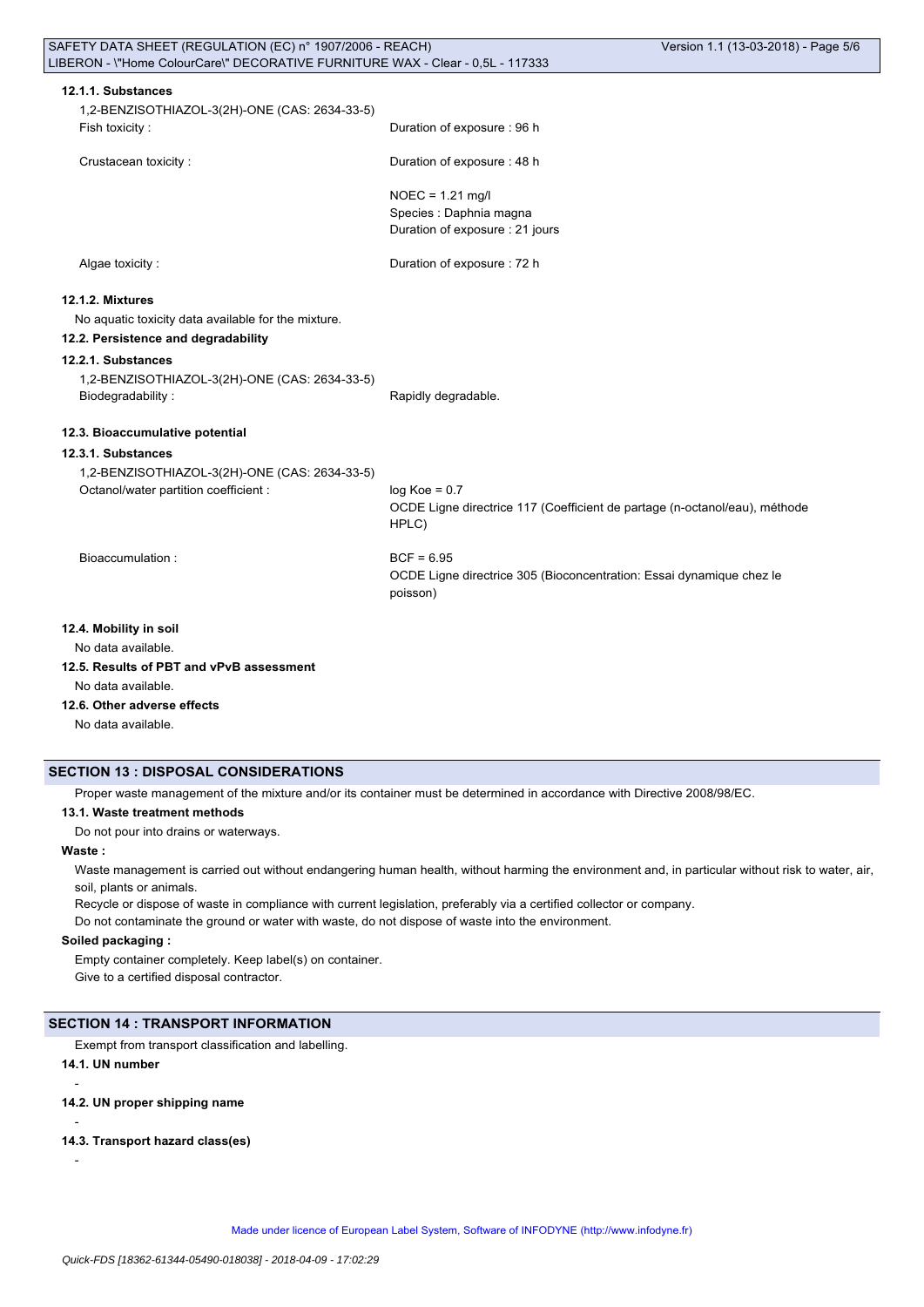#### 12.1.1. Substances

1,2-BENZISOTHIAZOL-3(2H)-ONE (CAS: 2634-33-5)

| | |
|---|---|
| Fish toxicity : | Duration of exposure : 96 h |
| Crustacean toxicity : | Duration of exposure : 48 h |
| | NOEC = 1.21 mg/l<br>Species : Daphnia magna<br>Duration of exposure : 21 jours |
| Algae toxicity : | Duration of exposure : 72 h |

#### 12.1.2. Mixtures

No aquatic toxicity data available for the mixture.

### 12.2. Persistence and degradability

#### 12.2.1. Substances

1,2-BENZISOTHIAZOL-3(2H)-ONE (CAS: 2634-33-5)

| | |
|---|---|
| Biodegradability : | Rapidly degradable. |

### 12.3. Bioaccumulative potential

#### 12.3.1. Substances

1,2-BENZISOTHIAZOL-3(2H)-ONE (CAS: 2634-33-5)

| | |
|---|---|
| Octanol/water partition coefficient : | log Koe = 0.7<br>OCDE Ligne directrice 117 (Coefficient de partage (n-octanol/eau), méthode HPLC) |
| Bioaccumulation : | BCF = 6.95<br>OCDE Ligne directrice 305 (Bioconcentration: Essai dynamique chez le poisson) |

### 12.4. Mobility in soil

No data available.

### 12.5. Results of PBT and vPvB assessment

No data available.

### 12.6. Other adverse effects

No data available.

## SECTION 13 : DISPOSAL CONSIDERATIONS

Proper waste management of the mixture and/or its container must be determined in accordance with Directive 2008/98/EC.

### 13.1. Waste treatment methods

Do not pour into drains or waterways.

**Waste :**

Waste management is carried out without endangering human health, without harming the environment and, in particular without risk to water, air, soil, plants or animals.

Recycle or dispose of waste in compliance with current legislation, preferably via a certified collector or company.

Do not contaminate the ground or water with waste, do not dispose of waste into the environment.

**Soiled packaging :**

Empty container completely. Keep label(s) on container.

Give to a certified disposal contractor.

## SECTION 14 : TRANSPORT INFORMATION

Exempt from transport classification and labelling.

### 14.1. UN number

-

### 14.2. UN proper shipping name

-

### 14.3. Transport hazard class(es)

-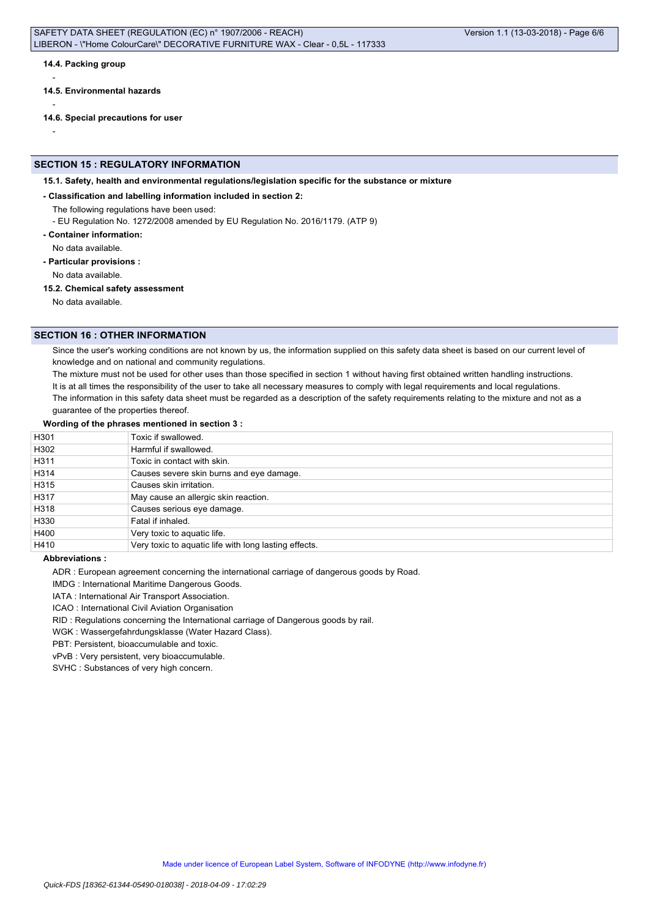#### 14.4. Packing group

-

#### 14.5. Environmental hazards

-

#### 14.6. Special precautions for user

-

## SECTION 15 : REGULATORY INFORMATION

#### 15.1. Safety, health and environmental regulations/legislation specific for the substance or mixture

**- Classification and labelling information included in section 2:**

The following regulations have been used:

- EU Regulation No. 1272/2008 amended by EU Regulation No. 2016/1179. (ATP 9)

**- Container information:**

No data available.

**- Particular provisions :**

No data available.

#### 15.2. Chemical safety assessment

No data available.

## SECTION 16 : OTHER INFORMATION

Since the user's working conditions are not known by us, the information supplied on this safety data sheet is based on our current level of knowledge and on national and community regulations.

The mixture must not be used for other uses than those specified in section 1 without having first obtained written handling instructions.

It is at all times the responsibility of the user to take all necessary measures to comply with legal requirements and local regulations.

The information in this safety data sheet must be regarded as a description of the safety requirements relating to the mixture and not as a guarantee of the properties thereof.

**Wording of the phrases mentioned in section 3 :**

| | |
|---|---|
| H301 | Toxic if swallowed. |
| H302 | Harmful if swallowed. |
| H311 | Toxic in contact with skin. |
| H314 | Causes severe skin burns and eye damage. |
| H315 | Causes skin irritation. |
| H317 | May cause an allergic skin reaction. |
| H318 | Causes serious eye damage. |
| H330 | Fatal if inhaled. |
| H400 | Very toxic to aquatic life. |
| H410 | Very toxic to aquatic life with long lasting effects. |

**Abbreviations :**

ADR : European agreement concerning the international carriage of dangerous goods by Road.

IMDG : International Maritime Dangerous Goods.

IATA : International Air Transport Association.

ICAO : International Civil Aviation Organisation

RID : Regulations concerning the International carriage of Dangerous goods by rail.

WGK : Wassergefahrdungsklasse (Water Hazard Class).

PBT: Persistent, bioaccumulable and toxic.

vPvB : Very persistent, very bioaccumulable.

SVHC : Substances of very high concern.